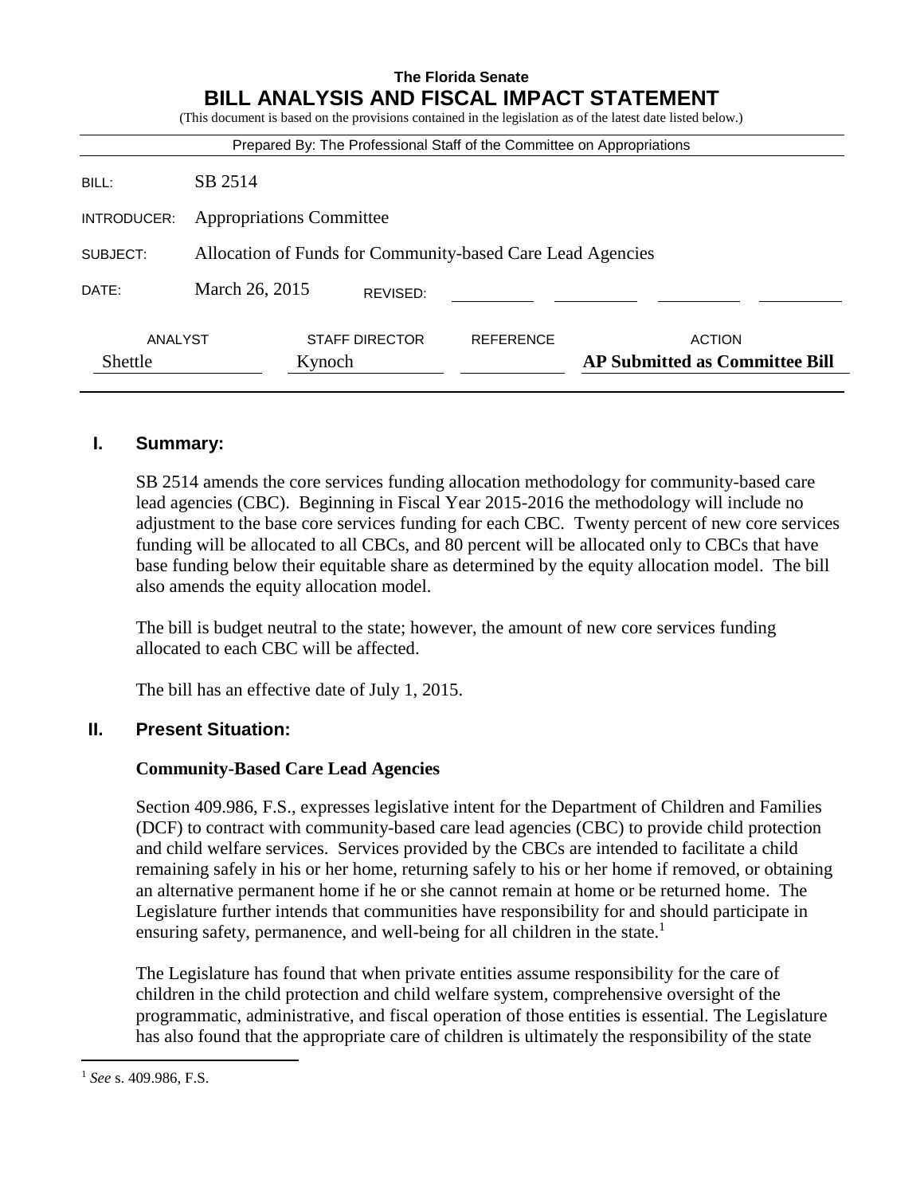**The Florida Senate**

# BILL ANALYSIS AND FISCAL IMPACT STATEMENT

(This document is based on the provisions contained in the legislation as of the latest date listed below.)

Prepared By: The Professional Staff of the Committee on Appropriations

| | |
|---|---|
| BILL: | SB 2514 |
| INTRODUCER: | Appropriations Committee |
| SUBJECT: | Allocation of Funds for Community-based Care Lead Agencies |
| DATE: | March 26, 2015 REVISED: |

| ANALYST | STAFF DIRECTOR | REFERENCE | ACTION |
|---|---|---|---|
| Shettle | Kynoch | | **AP Submitted as Committee Bill** |

## I. Summary:

SB 2514 amends the core services funding allocation methodology for community-based care lead agencies (CBC). Beginning in Fiscal Year 2015-2016 the methodology will include no adjustment to the base core services funding for each CBC. Twenty percent of new core services funding will be allocated to all CBCs, and 80 percent will be allocated only to CBCs that have base funding below their equitable share as determined by the equity allocation model. The bill also amends the equity allocation model.

The bill is budget neutral to the state; however, the amount of new core services funding allocated to each CBC will be affected.

The bill has an effective date of July 1, 2015.

## II. Present Situation:

### Community-Based Care Lead Agencies

Section 409.986, F.S., expresses legislative intent for the Department of Children and Families (DCF) to contract with community-based care lead agencies (CBC) to provide child protection and child welfare services. Services provided by the CBCs are intended to facilitate a child remaining safely in his or her home, returning safely to his or her home if removed, or obtaining an alternative permanent home if he or she cannot remain at home or be returned home. The Legislature further intends that communities have responsibility for and should participate in ensuring safety, permanence, and well-being for all children in the state.[1]

The Legislature has found that when private entities assume responsibility for the care of children in the child protection and child welfare system, comprehensive oversight of the programmatic, administrative, and fiscal operation of those entities is essential. The Legislature has also found that the appropriate care of children is ultimately the responsibility of the state

---

[1] *See* s. 409.986, F.S.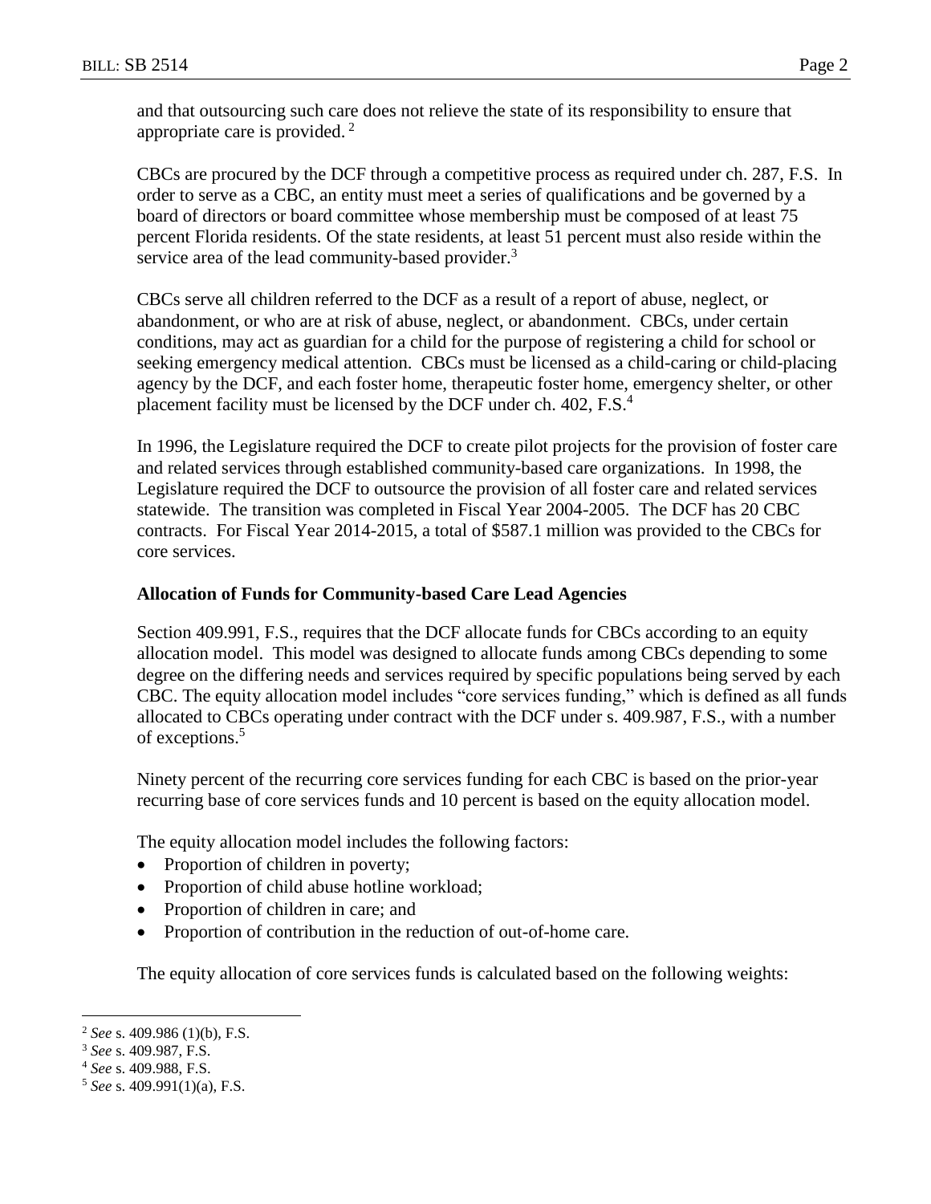and that outsourcing such care does not relieve the state of its responsibility to ensure that appropriate care is provided. [2]

CBCs are procured by the DCF through a competitive process as required under ch. 287, F.S. In order to serve as a CBC, an entity must meet a series of qualifications and be governed by a board of directors or board committee whose membership must be composed of at least 75 percent Florida residents. Of the state residents, at least 51 percent must also reside within the service area of the lead community-based provider.[3]

CBCs serve all children referred to the DCF as a result of a report of abuse, neglect, or abandonment, or who are at risk of abuse, neglect, or abandonment. CBCs, under certain conditions, may act as guardian for a child for the purpose of registering a child for school or seeking emergency medical attention. CBCs must be licensed as a child-caring or child-placing agency by the DCF, and each foster home, therapeutic foster home, emergency shelter, or other placement facility must be licensed by the DCF under ch. 402, F.S.[4]

In 1996, the Legislature required the DCF to create pilot projects for the provision of foster care and related services through established community-based care organizations. In 1998, the Legislature required the DCF to outsource the provision of all foster care and related services statewide. The transition was completed in Fiscal Year 2004-2005. The DCF has 20 CBC contracts. For Fiscal Year 2014-2015, a total of $587.1 million was provided to the CBCs for core services.

**Allocation of Funds for Community-based Care Lead Agencies**

Section 409.991, F.S., requires that the DCF allocate funds for CBCs according to an equity allocation model. This model was designed to allocate funds among CBCs depending to some degree on the differing needs and services required by specific populations being served by each CBC. The equity allocation model includes "core services funding," which is defined as all funds allocated to CBCs operating under contract with the DCF under s. 409.987, F.S., with a number of exceptions.[5]

Ninety percent of the recurring core services funding for each CBC is based on the prior-year recurring base of core services funds and 10 percent is based on the equity allocation model.

The equity allocation model includes the following factors:

- Proportion of children in poverty;
- Proportion of child abuse hotline workload;
- Proportion of children in care; and
- Proportion of contribution in the reduction of out-of-home care.

The equity allocation of core services funds is calculated based on the following weights:

[2] *See* s. 409.986 (1)(b), F.S.
[3] *See* s. 409.987, F.S.
[4] *See* s. 409.988, F.S.
[5] *See* s. 409.991(1)(a), F.S.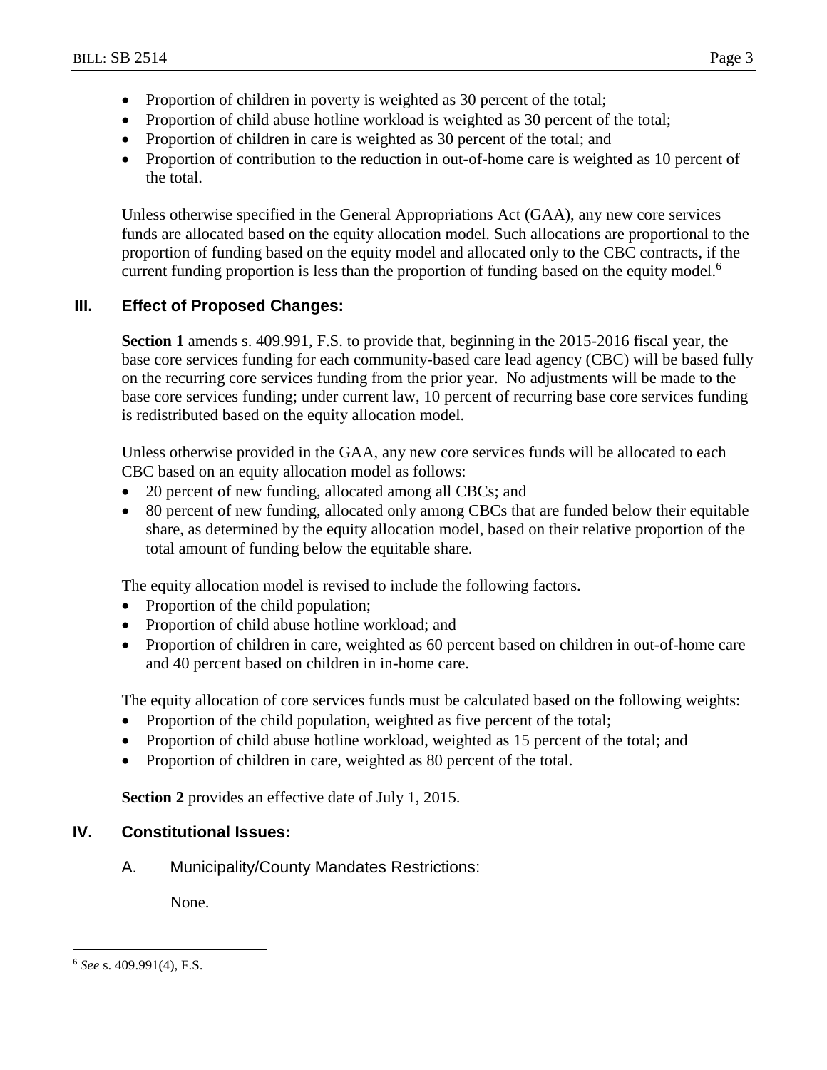- Proportion of children in poverty is weighted as 30 percent of the total;
- Proportion of child abuse hotline workload is weighted as 30 percent of the total;
- Proportion of children in care is weighted as 30 percent of the total; and
- Proportion of contribution to the reduction in out-of-home care is weighted as 10 percent of the total.

Unless otherwise specified in the General Appropriations Act (GAA), any new core services funds are allocated based on the equity allocation model. Such allocations are proportional to the proportion of funding based on the equity model and allocated only to the CBC contracts, if the current funding proportion is less than the proportion of funding based on the equity model.[6]

## III. Effect of Proposed Changes:

**Section 1** amends s. 409.991, F.S. to provide that, beginning in the 2015-2016 fiscal year, the base core services funding for each community-based care lead agency (CBC) will be based fully on the recurring core services funding from the prior year. No adjustments will be made to the base core services funding; under current law, 10 percent of recurring base core services funding is redistributed based on the equity allocation model.

Unless otherwise provided in the GAA, any new core services funds will be allocated to each CBC based on an equity allocation model as follows:

- 20 percent of new funding, allocated among all CBCs; and
- 80 percent of new funding, allocated only among CBCs that are funded below their equitable share, as determined by the equity allocation model, based on their relative proportion of the total amount of funding below the equitable share.

The equity allocation model is revised to include the following factors.

- Proportion of the child population;
- Proportion of child abuse hotline workload; and
- Proportion of children in care, weighted as 60 percent based on children in out-of-home care and 40 percent based on children in in-home care.

The equity allocation of core services funds must be calculated based on the following weights:

- Proportion of the child population, weighted as five percent of the total;
- Proportion of child abuse hotline workload, weighted as 15 percent of the total; and
- Proportion of children in care, weighted as 80 percent of the total.

**Section 2** provides an effective date of July 1, 2015.

## IV. Constitutional Issues:

### A. Municipality/County Mandates Restrictions:

None.

---

[6] *See* s. 409.991(4), F.S.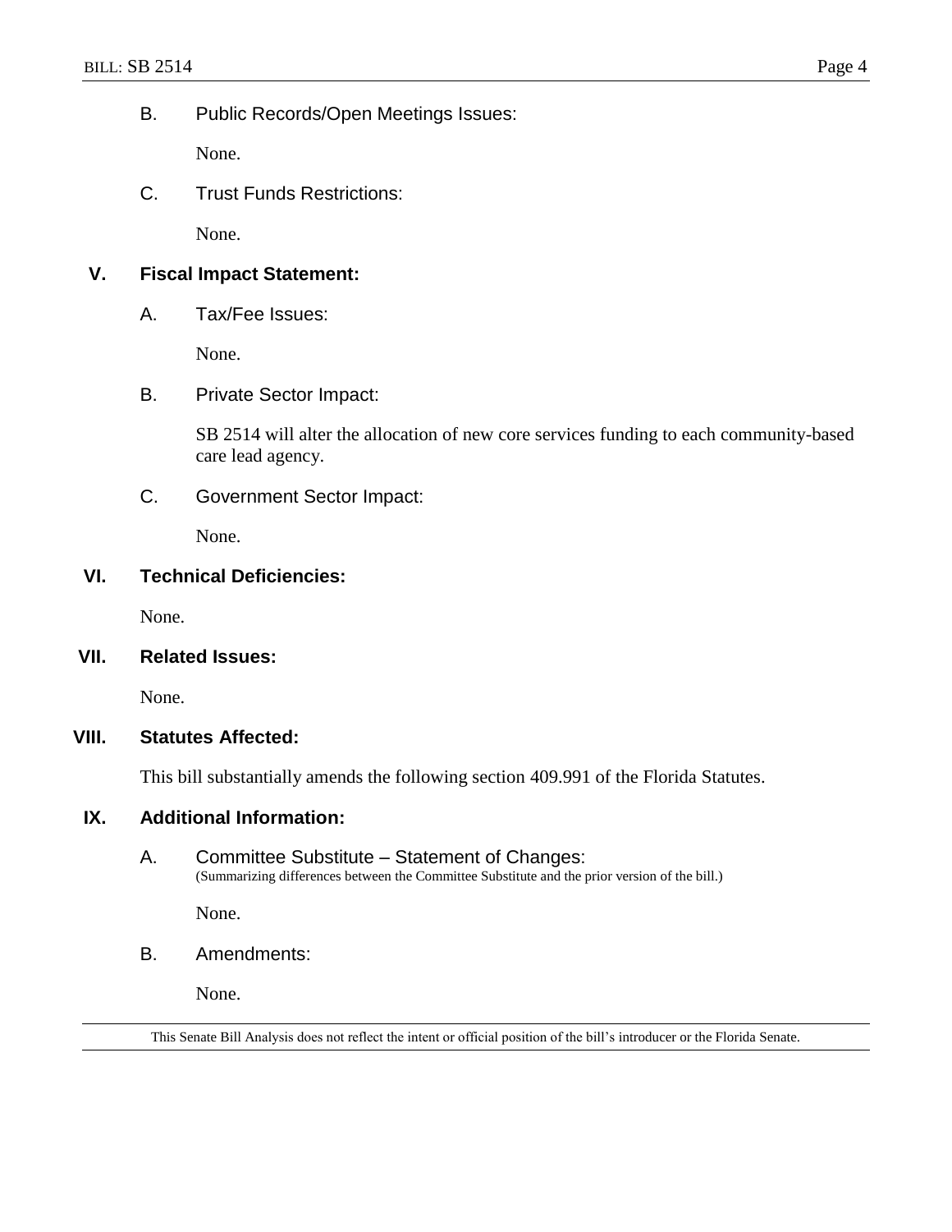B. Public Records/Open Meetings Issues:

None.

C. Trust Funds Restrictions:

None.

## V. Fiscal Impact Statement:

A. Tax/Fee Issues:

None.

B. Private Sector Impact:

SB 2514 will alter the allocation of new core services funding to each community-based care lead agency.

C. Government Sector Impact:

None.

## VI. Technical Deficiencies:

None.

## VII. Related Issues:

None.

## VIII. Statutes Affected:

This bill substantially amends the following section 409.991 of the Florida Statutes.

## IX. Additional Information:

A. Committee Substitute – Statement of Changes:
(Summarizing differences between the Committee Substitute and the prior version of the bill.)

None.

B. Amendments:

None.

This Senate Bill Analysis does not reflect the intent or official position of the bill's introducer or the Florida Senate.